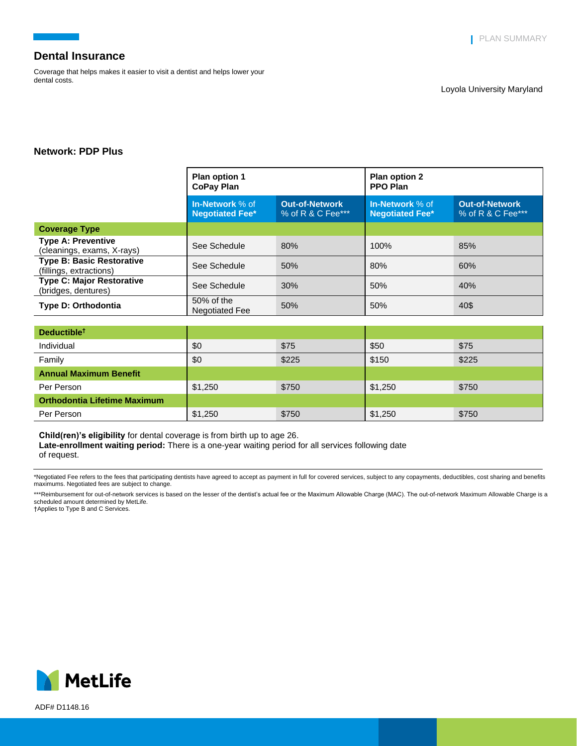# Dental Insurance

Coverage that helps makes it easier to visit a dentist and helps lower your dental costs.

Loyola University Maryland

## Network: PDP Plus

| | Plan option 1 CoPay Plan | | Plan option 2 PPO Plan | |
|---|---|---|---|---|
| | **In-Network** % of **Negotiated Fee*** | **Out-of-Network** % of R & C Fee*** | **In-Network** % of **Negotiated Fee*** | **Out-of-Network** % of R & C Fee*** |
| **Coverage Type** | | | | |
| **Type A: Preventive** (cleanings, exams, X-rays) | See Schedule | 80% | 100% | 85% |
| **Type B: Basic Restorative** (fillings, extractions) | See Schedule | 50% | 80% | 60% |
| **Type C: Major Restorative** (bridges, dentures) | See Schedule | 30% | 50% | 40% |
| **Type D: Orthodontia** | 50% of the Negotiated Fee | 50% | 50% | 40$ |
| **Deductible†** | | | | |
| Individual | $0 | $75 | $50 | $75 |
| Family | $0 | $225 | $150 | $225 |
| **Annual Maximum Benefit** | | | | |
| Per Person | $1,250 | $750 | $1,250 | $750 |
| **Orthodontia Lifetime Maximum** | | | | |
| Per Person | $1,250 | $750 | $1,250 | $750 |

**Child(ren)'s eligibility** for dental coverage is from birth up to age 26.
**Late-enrollment waiting period:** There is a one-year waiting period for all services following date of request.

*Negotiated Fee refers to the fees that participating dentists have agreed to accept as payment in full for covered services, subject to any copayments, deductibles, cost sharing and benefits maximums. Negotiated fees are subject to change.

***Reimbursement for out-of-network services is based on the lesser of the dentist's actual fee or the Maximum Allowable Charge (MAC). The out-of-network Maximum Allowable Charge is a scheduled amount determined by MetLife.
†Applies to Type B and C Services.

MetLife

ADF# D1148.16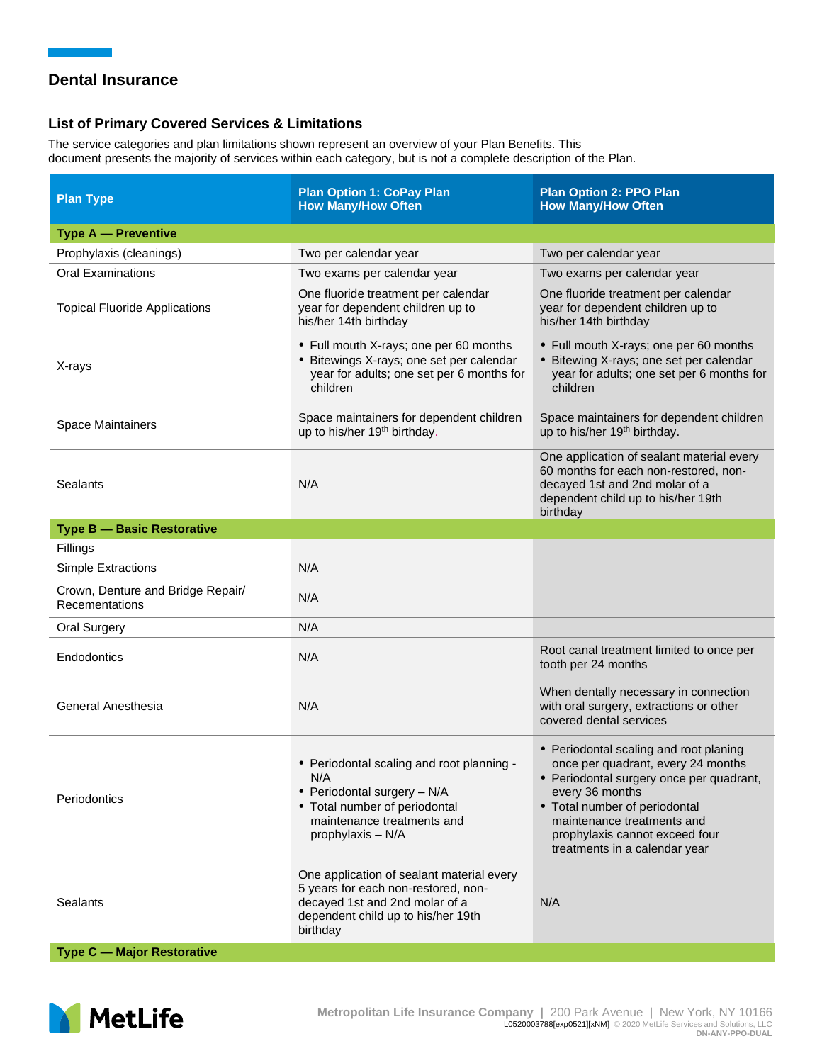## Dental Insurance

### List of Primary Covered Services & Limitations

The service categories and plan limitations shown represent an overview of your Plan Benefits. This document presents the majority of services within each category, but is not a complete description of the Plan.

| Plan Type | Plan Option 1: CoPay Plan How Many/How Often | Plan Option 2: PPO Plan How Many/How Often |
|---|---|---|
| **Type A — Preventive** | | |
| Prophylaxis (cleanings) | Two per calendar year | Two per calendar year |
| Oral Examinations | Two exams per calendar year | Two exams per calendar year |
| Topical Fluoride Applications | One fluoride treatment per calendar year for dependent children up to his/her 14th birthday | One fluoride treatment per calendar year for dependent children up to his/her 14th birthday |
| X-rays | • Full mouth X-rays; one per 60 months<br>• Bitewings X-rays; one set per calendar year for adults; one set per 6 months for children | • Full mouth X-rays; one per 60 months<br>• Bitewing X-rays; one set per calendar year for adults; one set per 6 months for children |
| Space Maintainers | Space maintainers for dependent children up to his/her 19th birthday. | Space maintainers for dependent children up to his/her 19th birthday. |
| Sealants | N/A | One application of sealant material every 60 months for each non-restored, non-decayed 1st and 2nd molar of a dependent child up to his/her 19th birthday |
| **Type B — Basic Restorative** | | |
| Fillings | | |
| Simple Extractions | N/A | |
| Crown, Denture and Bridge Repair/ Recementations | N/A | |
| Oral Surgery | N/A | |
| Endodontics | N/A | Root canal treatment limited to once per tooth per 24 months |
| General Anesthesia | N/A | When dentally necessary in connection with oral surgery, extractions or other covered dental services |
| Periodontics | • Periodontal scaling and root planning - N/A<br>• Periodontal surgery – N/A<br>• Total number of periodontal maintenance treatments and prophylaxis – N/A | • Periodontal scaling and root planing once per quadrant, every 24 months<br>• Periodontal surgery once per quadrant, every 36 months<br>• Total number of periodontal maintenance treatments and prophylaxis cannot exceed four treatments in a calendar year |
| Sealants | One application of sealant material every 5 years for each non-restored, non-decayed 1st and 2nd molar of a dependent child up to his/her 19th birthday | N/A |
| **Type C — Major Restorative** | | |

Metropolitan Life Insurance Company | 200 Park Avenue | New York, NY 10166
L0520003788[exp0521][xNM] © 2020 MetLife Services and Solutions, LLC
DN-ANY-PPO-DUAL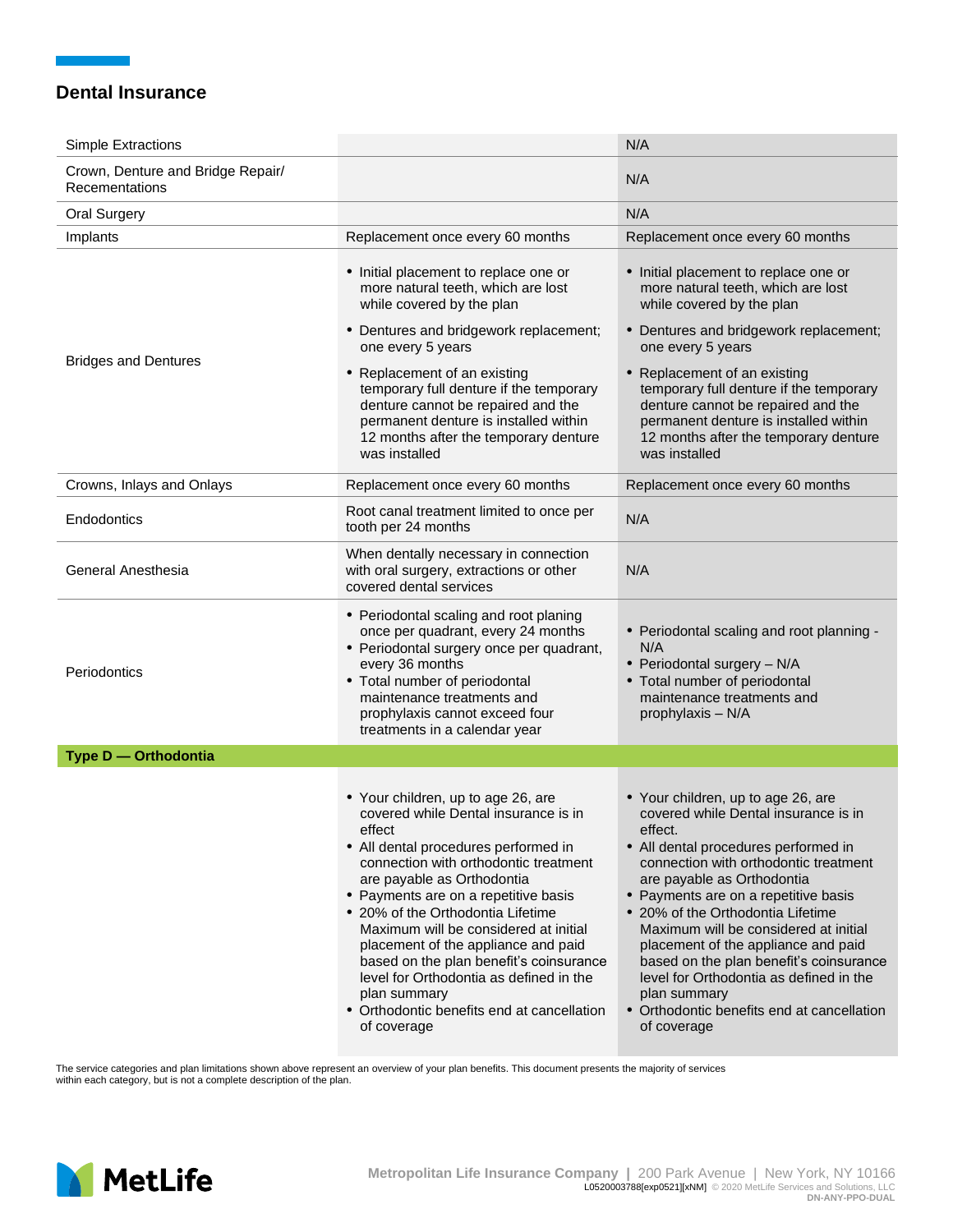## Dental Insurance

| | | |
|---|---|---|
| Simple Extractions | | N/A |
| Crown, Denture and Bridge Repair/ Recementations | | N/A |
| Oral Surgery | | N/A |
| Implants | Replacement once every 60 months | Replacement once every 60 months |
| Bridges and Dentures | • Initial placement to replace one or more natural teeth, which are lost while covered by the plan<br>• Dentures and bridgework replacement; one every 5 years<br>• Replacement of an existing temporary full denture if the temporary denture cannot be repaired and the permanent denture is installed within 12 months after the temporary denture was installed | • Initial placement to replace one or more natural teeth, which are lost while covered by the plan<br>• Dentures and bridgework replacement; one every 5 years<br>• Replacement of an existing temporary full denture if the temporary denture cannot be repaired and the permanent denture is installed within 12 months after the temporary denture was installed |
| Crowns, Inlays and Onlays | Replacement once every 60 months | Replacement once every 60 months |
| Endodontics | Root canal treatment limited to once per tooth per 24 months | N/A |
| General Anesthesia | When dentally necessary in connection with oral surgery, extractions or other covered dental services | N/A |
| Periodontics | • Periodontal scaling and root planing once per quadrant, every 24 months<br>• Periodontal surgery once per quadrant, every 36 months<br>• Total number of periodontal maintenance treatments and prophylaxis cannot exceed four treatments in a calendar year | • Periodontal scaling and root planning - N/A<br>• Periodontal surgery – N/A<br>• Total number of periodontal maintenance treatments and prophylaxis – N/A |
| **Type D — Orthodontia** | | |
| | • Your children, up to age 26, are covered while Dental insurance is in effect<br>• All dental procedures performed in connection with orthodontic treatment are payable as Orthodontia<br>• Payments are on a repetitive basis<br>• 20% of the Orthodontia Lifetime Maximum will be considered at initial placement of the appliance and paid based on the plan benefit's coinsurance level for Orthodontia as defined in the plan summary<br>• Orthodontic benefits end at cancellation of coverage | • Your children, up to age 26, are covered while Dental insurance is in effect.<br>• All dental procedures performed in connection with orthodontic treatment are payable as Orthodontia<br>• Payments are on a repetitive basis<br>• 20% of the Orthodontia Lifetime Maximum will be considered at initial placement of the appliance and paid based on the plan benefit's coinsurance level for Orthodontia as defined in the plan summary<br>• Orthodontic benefits end at cancellation of coverage |

The service categories and plan limitations shown above represent an overview of your plan benefits. This document presents the majority of services within each category, but is not a complete description of the plan.

Metropolitan Life Insurance Company | 200 Park Avenue | New York, NY 10166
L0520003788[exp0521][xNM] © 2020 MetLife Services and Solutions, LLC
DN-ANY-PPO-DUAL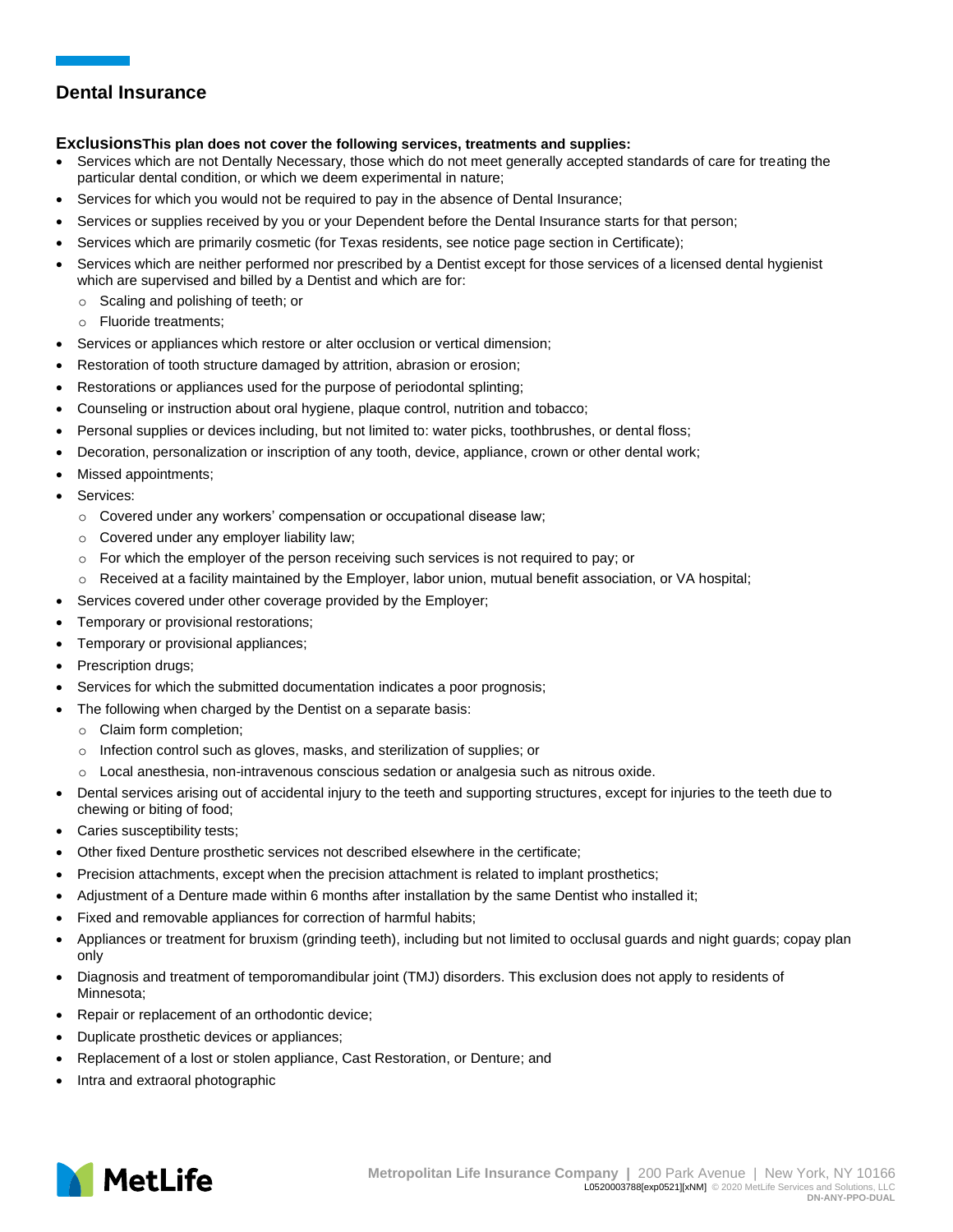## Dental Insurance

**Exclusions This plan does not cover the following services, treatments and supplies:**

- Services which are not Dentally Necessary, those which do not meet generally accepted standards of care for treating the particular dental condition, or which we deem experimental in nature;
- Services for which you would not be required to pay in the absence of Dental Insurance;
- Services or supplies received by you or your Dependent before the Dental Insurance starts for that person;
- Services which are primarily cosmetic (for Texas residents, see notice page section in Certificate);
- Services which are neither performed nor prescribed by a Dentist except for those services of a licensed dental hygienist which are supervised and billed by a Dentist and which are for:
  - Scaling and polishing of teeth; or
  - Fluoride treatments;
- Services or appliances which restore or alter occlusion or vertical dimension;
- Restoration of tooth structure damaged by attrition, abrasion or erosion;
- Restorations or appliances used for the purpose of periodontal splinting;
- Counseling or instruction about oral hygiene, plaque control, nutrition and tobacco;
- Personal supplies or devices including, but not limited to: water picks, toothbrushes, or dental floss;
- Decoration, personalization or inscription of any tooth, device, appliance, crown or other dental work;
- Missed appointments;
- Services:
  - Covered under any workers' compensation or occupational disease law;
  - Covered under any employer liability law;
  - For which the employer of the person receiving such services is not required to pay; or
  - Received at a facility maintained by the Employer, labor union, mutual benefit association, or VA hospital;
- Services covered under other coverage provided by the Employer;
- Temporary or provisional restorations;
- Temporary or provisional appliances;
- Prescription drugs;
- Services for which the submitted documentation indicates a poor prognosis;
- The following when charged by the Dentist on a separate basis:
  - Claim form completion;
  - Infection control such as gloves, masks, and sterilization of supplies; or
  - Local anesthesia, non-intravenous conscious sedation or analgesia such as nitrous oxide.
- Dental services arising out of accidental injury to the teeth and supporting structures, except for injuries to the teeth due to chewing or biting of food;
- Caries susceptibility tests;
- Other fixed Denture prosthetic services not described elsewhere in the certificate;
- Precision attachments, except when the precision attachment is related to implant prosthetics;
- Adjustment of a Denture made within 6 months after installation by the same Dentist who installed it;
- Fixed and removable appliances for correction of harmful habits;
- Appliances or treatment for bruxism (grinding teeth), including but not limited to occlusal guards and night guards; copay plan only
- Diagnosis and treatment of temporomandibular joint (TMJ) disorders. This exclusion does not apply to residents of Minnesota;
- Repair or replacement of an orthodontic device;
- Duplicate prosthetic devices or appliances;
- Replacement of a lost or stolen appliance, Cast Restoration, or Denture; and
- Intra and extraoral photographic

MetLife

**Metropolitan Life Insurance Company** | 200 Park Avenue | New York, NY 10166
L0520003788[exp0521][xNM] © 2020 MetLife Services and Solutions, LLC
DN-ANY-PPO-DUAL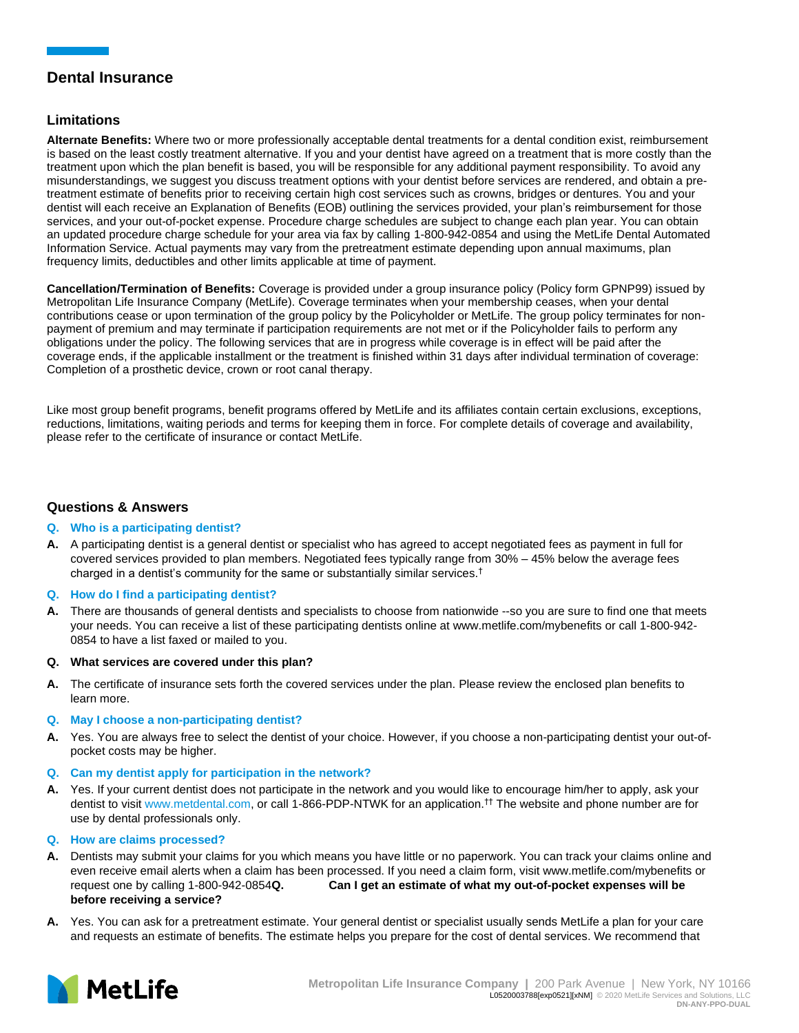## Dental Insurance

### Limitations

**Alternate Benefits:** Where two or more professionally acceptable dental treatments for a dental condition exist, reimbursement is based on the least costly treatment alternative. If you and your dentist have agreed on a treatment that is more costly than the treatment upon which the plan benefit is based, you will be responsible for any additional payment responsibility. To avoid any misunderstandings, we suggest you discuss treatment options with your dentist before services are rendered, and obtain a pre-treatment estimate of benefits prior to receiving certain high cost services such as crowns, bridges or dentures. You and your dentist will each receive an Explanation of Benefits (EOB) outlining the services provided, your plan's reimbursement for those services, and your out-of-pocket expense. Procedure charge schedules are subject to change each plan year. You can obtain an updated procedure charge schedule for your area via fax by calling 1-800-942-0854 and using the MetLife Dental Automated Information Service. Actual payments may vary from the pretreatment estimate depending upon annual maximums, plan frequency limits, deductibles and other limits applicable at time of payment.

**Cancellation/Termination of Benefits:** Coverage is provided under a group insurance policy (Policy form GPNP99) issued by Metropolitan Life Insurance Company (MetLife). Coverage terminates when your membership ceases, when your dental contributions cease or upon termination of the group policy by the Policyholder or MetLife. The group policy terminates for non-payment of premium and may terminate if participation requirements are not met or if the Policyholder fails to perform any obligations under the policy. The following services that are in progress while coverage is in effect will be paid after the coverage ends, if the applicable installment or the treatment is finished within 31 days after individual termination of coverage: Completion of a prosthetic device, crown or root canal therapy.

Like most group benefit programs, benefit programs offered by MetLife and its affiliates contain certain exclusions, exceptions, reductions, limitations, waiting periods and terms for keeping them in force. For complete details of coverage and availability, please refer to the certificate of insurance or contact MetLife.

### Questions & Answers

**Q. Who is a participating dentist?**

**A.** A participating dentist is a general dentist or specialist who has agreed to accept negotiated fees as payment in full for covered services provided to plan members. Negotiated fees typically range from 30% – 45% below the average fees charged in a dentist's community for the same or substantially similar services.[†]

**Q. How do I find a participating dentist?**

**A.** There are thousands of general dentists and specialists to choose from nationwide --so you are sure to find one that meets your needs. You can receive a list of these participating dentists online at www.metlife.com/mybenefits or call 1-800-942-0854 to have a list faxed or mailed to you.

**Q. What services are covered under this plan?**

**A.** The certificate of insurance sets forth the covered services under the plan. Please review the enclosed plan benefits to learn more.

**Q. May I choose a non-participating dentist?**

**A.** Yes. You are always free to select the dentist of your choice. However, if you choose a non-participating dentist your out-of-pocket costs may be higher.

**Q. Can my dentist apply for participation in the network?**

**A.** Yes. If your current dentist does not participate in the network and you would like to encourage him/her to apply, ask your dentist to visit www.metdental.com, or call 1-866-PDP-NTWK for an application.[††] The website and phone number are for use by dental professionals only.

**Q. How are claims processed?**

**A.** Dentists may submit your claims for you which means you have little or no paperwork. You can track your claims online and even receive email alerts when a claim has been processed. If you need a claim form, visit www.metlife.com/mybenefits or request one by calling 1-800-942-0854

**Q. Can I get an estimate of what my out-of-pocket expenses will be before receiving a service?**

**A.** Yes. You can ask for a pretreatment estimate. Your general dentist or specialist usually sends MetLife a plan for your care and requests an estimate of benefits. The estimate helps you prepare for the cost of dental services. We recommend that

Metropolitan Life Insurance Company | 200 Park Avenue | New York, NY 10166
L0520003788[exp0521][xNM] © 2020 MetLife Services and Solutions, LLC
DN-ANY-PPO-DUAL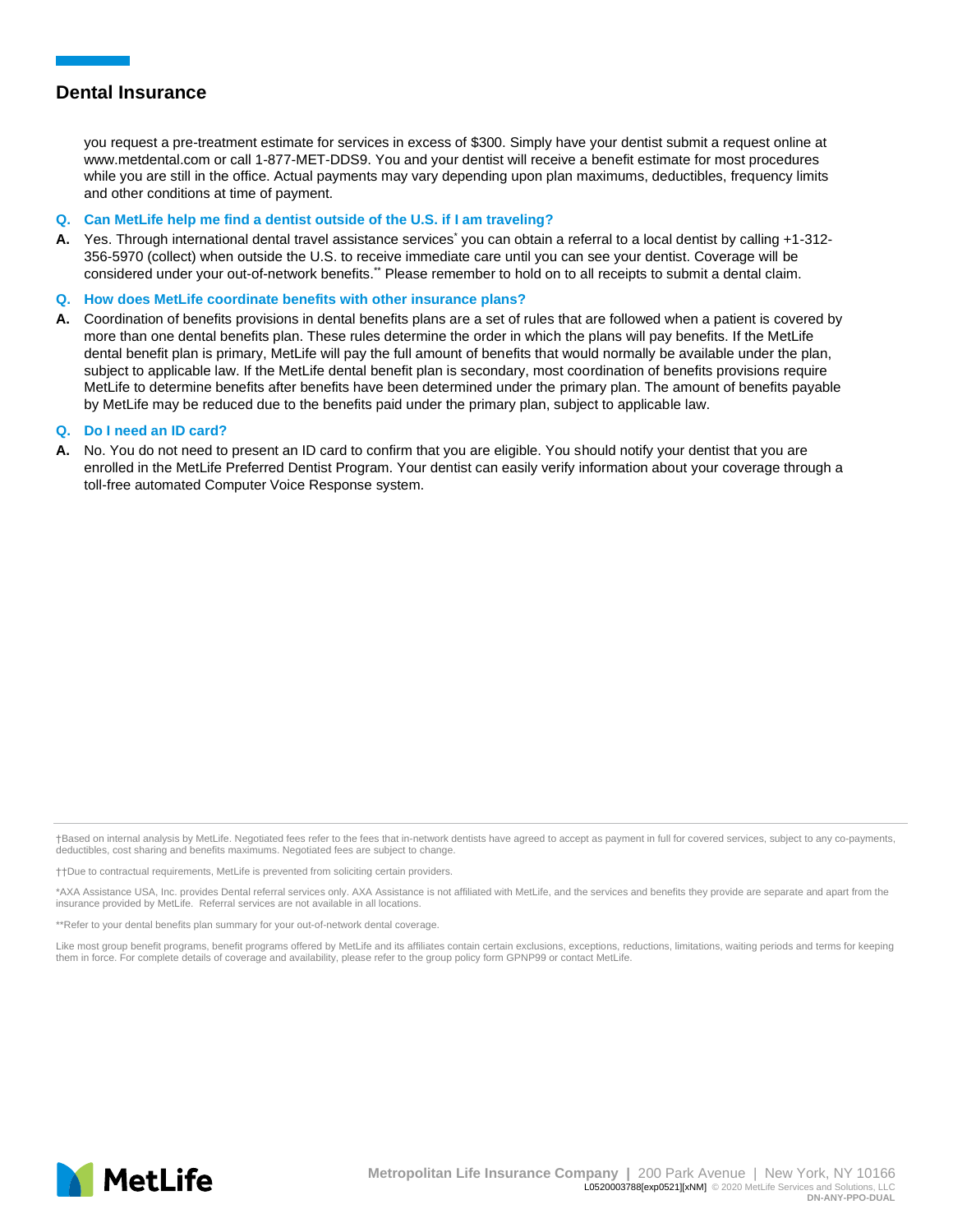you request a pre-treatment estimate for services in excess of $300. Simply have your dentist submit a request online at www.metdental.com or call 1-877-MET-DDS9. You and your dentist will receive a benefit estimate for most procedures while you are still in the office. Actual payments may vary depending upon plan maximums, deductibles, frequency limits and other conditions at time of payment.

**Q. Can MetLife help me find a dentist outside of the U.S. if I am traveling?**

**A.** Yes. Through international dental travel assistance services* you can obtain a referral to a local dentist by calling +1-312-356-5970 (collect) when outside the U.S. to receive immediate care until you can see your dentist. Coverage will be considered under your out-of-network benefits.** Please remember to hold on to all receipts to submit a dental claim.

**Q. How does MetLife coordinate benefits with other insurance plans?**

**A.** Coordination of benefits provisions in dental benefits plans are a set of rules that are followed when a patient is covered by more than one dental benefits plan. These rules determine the order in which the plans will pay benefits. If the MetLife dental benefit plan is primary, MetLife will pay the full amount of benefits that would normally be available under the plan, subject to applicable law. If the MetLife dental benefit plan is secondary, most coordination of benefits provisions require MetLife to determine benefits after benefits have been determined under the primary plan. The amount of benefits payable by MetLife may be reduced due to the benefits paid under the primary plan, subject to applicable law.

**Q. Do I need an ID card?**

**A.** No. You do not need to present an ID card to confirm that you are eligible. You should notify your dentist that you are enrolled in the MetLife Preferred Dentist Program. Your dentist can easily verify information about your coverage through a toll-free automated Computer Voice Response system.

---

†Based on internal analysis by MetLife. Negotiated fees refer to the fees that in-network dentists have agreed to accept as payment in full for covered services, subject to any co-payments, deductibles, cost sharing and benefits maximums. Negotiated fees are subject to change.

††Due to contractual requirements, MetLife is prevented from soliciting certain providers.

*AXA Assistance USA, Inc. provides Dental referral services only. AXA Assistance is not affiliated with MetLife, and the services and benefits they provide are separate and apart from the insurance provided by MetLife. Referral services are not available in all locations.

**Refer to your dental benefits plan summary for your out-of-network dental coverage.

Like most group benefit programs, benefit programs offered by MetLife and its affiliates contain certain exclusions, exceptions, reductions, limitations, waiting periods and terms for keeping them in force. For complete details of coverage and availability, please refer to the group policy form GPNP99 or contact MetLife.

MetLife

**Metropolitan Life Insurance Company** | 200 Park Avenue | New York, NY 10166
L0520003788[exp0521][xNM] © 2020 MetLife Services and Solutions, LLC
**DN-ANY-PPO-DUAL**